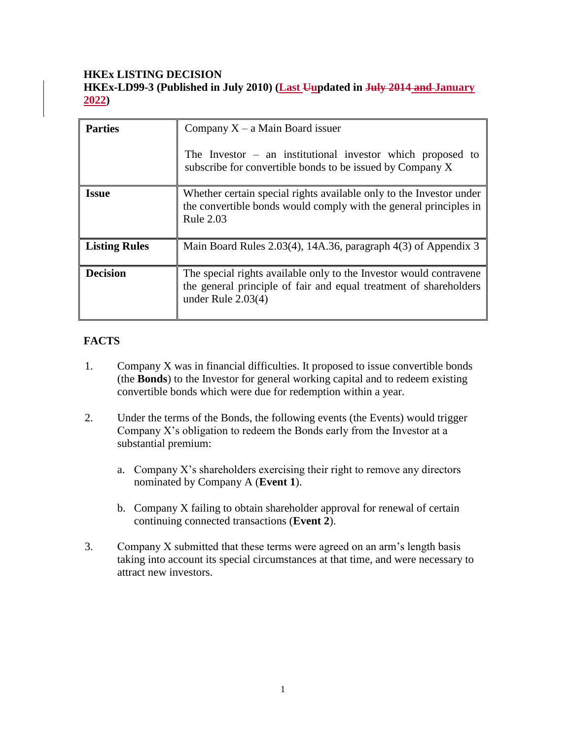**HKEx LISTING DECISION**
**HKEx-LD99-3 (Published in July 2010) (Last Uupdated in July 2014 and January 2022)**

| **Parties** | Company X – a Main Board issuer<br><br>The Investor – an institutional investor which proposed to subscribe for convertible bonds to be issued by Company X |
|---|---|
| **Issue** | Whether certain special rights available only to the Investor under the convertible bonds would comply with the general principles in Rule 2.03 |
| **Listing Rules** | Main Board Rules 2.03(4), 14A.36, paragraph 4(3) of Appendix 3 |
| **Decision** | The special rights available only to the Investor would contravene the general principle of fair and equal treatment of shareholders under Rule 2.03(4) |

## FACTS

1. Company X was in financial difficulties. It proposed to issue convertible bonds (the **Bonds**) to the Investor for general working capital and to redeem existing convertible bonds which were due for redemption within a year.

2. Under the terms of the Bonds, the following events (the Events) would trigger Company X's obligation to redeem the Bonds early from the Investor at a substantial premium:

   a. Company X's shareholders exercising their right to remove any directors nominated by Company A (**Event 1**).

   b. Company X failing to obtain shareholder approval for renewal of certain continuing connected transactions (**Event 2**).

3. Company X submitted that these terms were agreed on an arm's length basis taking into account its special circumstances at that time, and were necessary to attract new investors.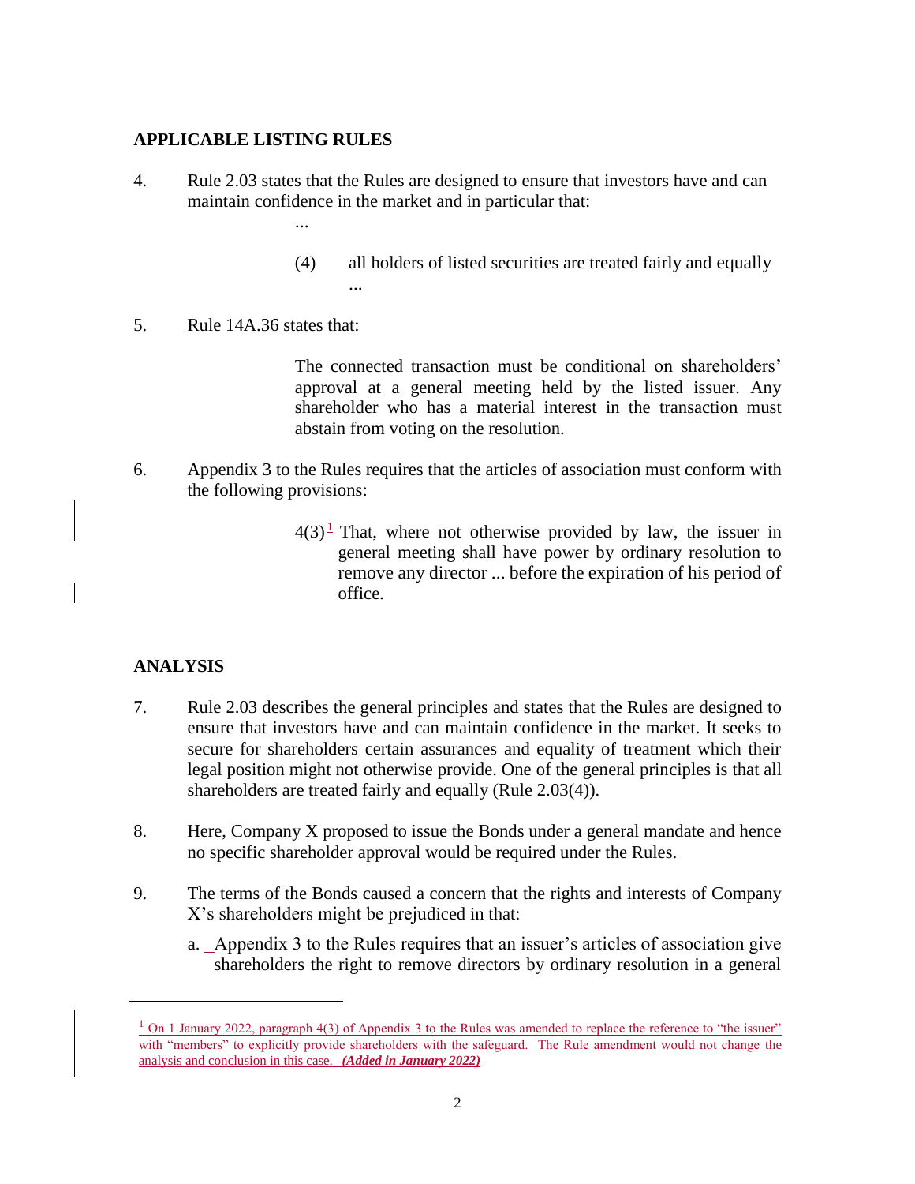## APPLICABLE LISTING RULES

4. Rule 2.03 states that the Rules are designed to ensure that investors have and can maintain confidence in the market and in particular that:

   ...

   (4) all holders of listed securities are treated fairly and equally

   ...

5. Rule 14A.36 states that:

   > The connected transaction must be conditional on shareholders' approval at a general meeting held by the listed issuer. Any shareholder who has a material interest in the transaction must abstain from voting on the resolution.

6. Appendix 3 to the Rules requires that the articles of association must conform with the following provisions:

   > 4(3)[1] That, where not otherwise provided by law, the issuer in general meeting shall have power by ordinary resolution to remove any director ... before the expiration of his period of office.

## ANALYSIS

7. Rule 2.03 describes the general principles and states that the Rules are designed to ensure that investors have and can maintain confidence in the market. It seeks to secure for shareholders certain assurances and equality of treatment which their legal position might not otherwise provide. One of the general principles is that all shareholders are treated fairly and equally (Rule 2.03(4)).

8. Here, Company X proposed to issue the Bonds under a general mandate and hence no specific shareholder approval would be required under the Rules.

9. The terms of the Bonds caused a concern that the rights and interests of Company X's shareholders might be prejudiced in that:

   a. Appendix 3 to the Rules requires that an issuer's articles of association give shareholders the right to remove directors by ordinary resolution in a general

---

[1] On 1 January 2022, paragraph 4(3) of Appendix 3 to the Rules was amended to replace the reference to "the issuer" with "members" to explicitly provide shareholders with the safeguard. The Rule amendment would not change the analysis and conclusion in this case. ***(Added in January 2022)***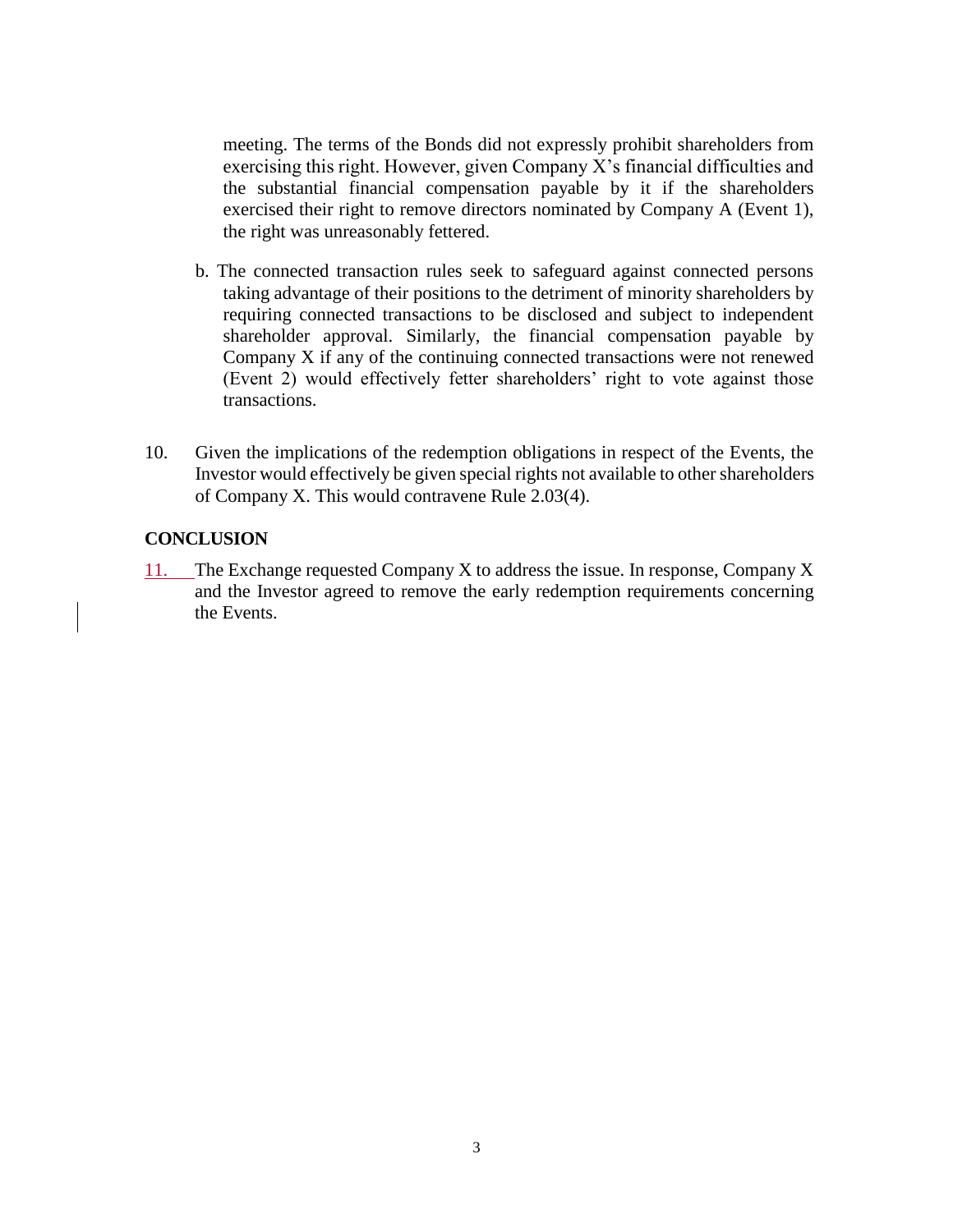meeting. The terms of the Bonds did not expressly prohibit shareholders from exercising this right. However, given Company X's financial difficulties and the substantial financial compensation payable by it if the shareholders exercised their right to remove directors nominated by Company A (Event 1), the right was unreasonably fettered.

b. The connected transaction rules seek to safeguard against connected persons taking advantage of their positions to the detriment of minority shareholders by requiring connected transactions to be disclosed and subject to independent shareholder approval. Similarly, the financial compensation payable by Company X if any of the continuing connected transactions were not renewed (Event 2) would effectively fetter shareholders' right to vote against those transactions.

10. Given the implications of the redemption obligations in respect of the Events, the Investor would effectively be given special rights not available to other shareholders of Company X. This would contravene Rule 2.03(4).

## CONCLUSION

11. The Exchange requested Company X to address the issue. In response, Company X and the Investor agreed to remove the early redemption requirements concerning the Events.